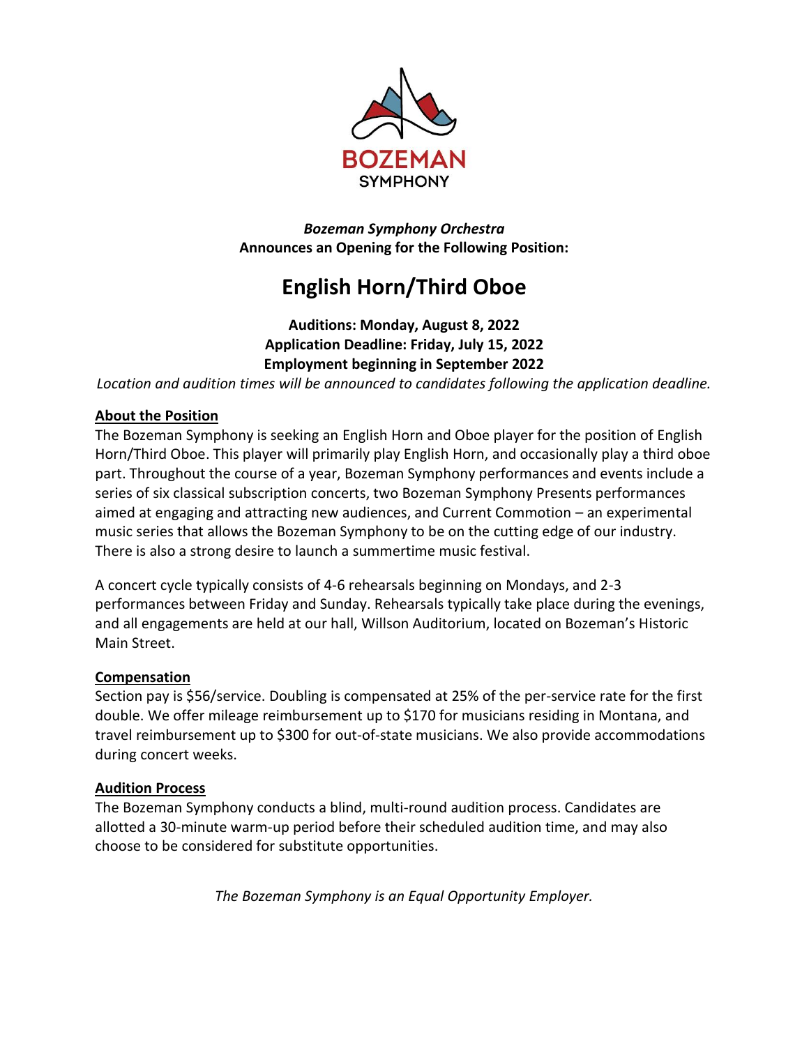BOZEMAN
SYMPHONY

*Bozeman Symphony Orchestra*
**Announces an Opening for the Following Position:**

# English Horn/Third Oboe

**Auditions: Monday, August 8, 2022**
**Application Deadline: Friday, July 15, 2022**
**Employment beginning in September 2022**

*Location and audition times will be announced to candidates following the application deadline.*

## About the Position

The Bozeman Symphony is seeking an English Horn and Oboe player for the position of English Horn/Third Oboe. This player will primarily play English Horn, and occasionally play a third oboe part. Throughout the course of a year, Bozeman Symphony performances and events include a series of six classical subscription concerts, two Bozeman Symphony Presents performances aimed at engaging and attracting new audiences, and Current Commotion – an experimental music series that allows the Bozeman Symphony to be on the cutting edge of our industry. There is also a strong desire to launch a summertime music festival.

A concert cycle typically consists of 4-6 rehearsals beginning on Mondays, and 2-3 performances between Friday and Sunday. Rehearsals typically take place during the evenings, and all engagements are held at our hall, Willson Auditorium, located on Bozeman's Historic Main Street.

## Compensation

Section pay is $56/service. Doubling is compensated at 25% of the per-service rate for the first double. We offer mileage reimbursement up to $170 for musicians residing in Montana, and travel reimbursement up to $300 for out-of-state musicians. We also provide accommodations during concert weeks.

## Audition Process

The Bozeman Symphony conducts a blind, multi-round audition process. Candidates are allotted a 30-minute warm-up period before their scheduled audition time, and may also choose to be considered for substitute opportunities.

*The Bozeman Symphony is an Equal Opportunity Employer.*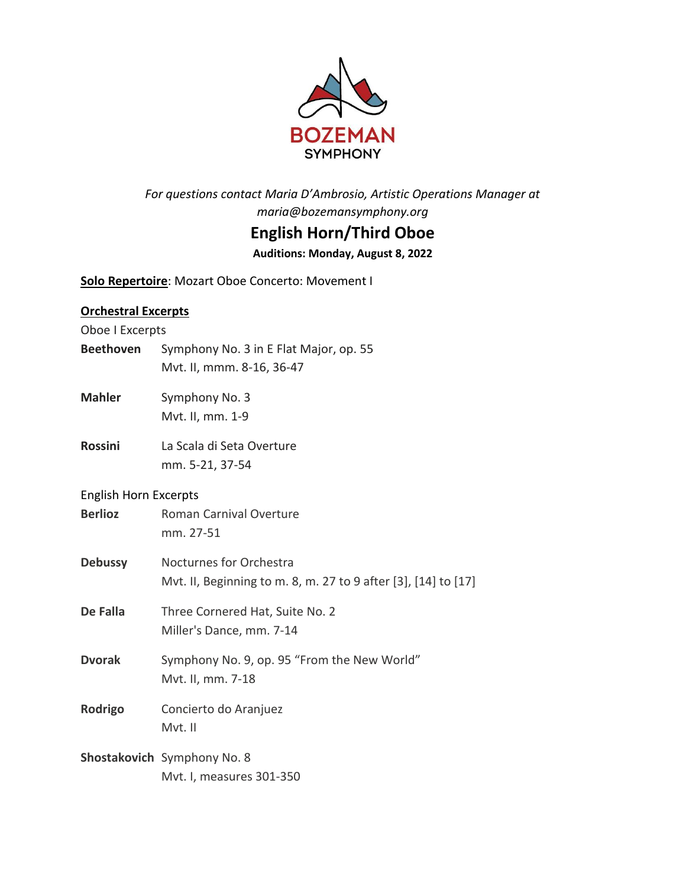BOZEMAN SYMPHONY

*For questions contact Maria D'Ambrosio, Artistic Operations Manager at maria@bozemansymphony.org*

# English Horn/Third Oboe

**Auditions: Monday, August 8, 2022**

**Solo Repertoire**: Mozart Oboe Concerto: Movement I

## Orchestral Excerpts

Oboe I Excerpts

**Beethoven** Symphony No. 3 in E Flat Major, op. 55
Mvt. II, mmm. 8-16, 36-47

**Mahler** Symphony No. 3
Mvt. II, mm. 1-9

**Rossini** La Scala di Seta Overture
mm. 5-21, 37-54

English Horn Excerpts

**Berlioz** Roman Carnival Overture
mm. 27-51

**Debussy** Nocturnes for Orchestra
Mvt. II, Beginning to m. 8, m. 27 to 9 after [3], [14] to [17]

**De Falla** Three Cornered Hat, Suite No. 2
Miller's Dance, mm. 7-14

**Dvorak** Symphony No. 9, op. 95 "From the New World"
Mvt. II, mm. 7-18

**Rodrigo** Concierto do Aranjuez
Mvt. II

**Shostakovich** Symphony No. 8
Mvt. I, measures 301-350